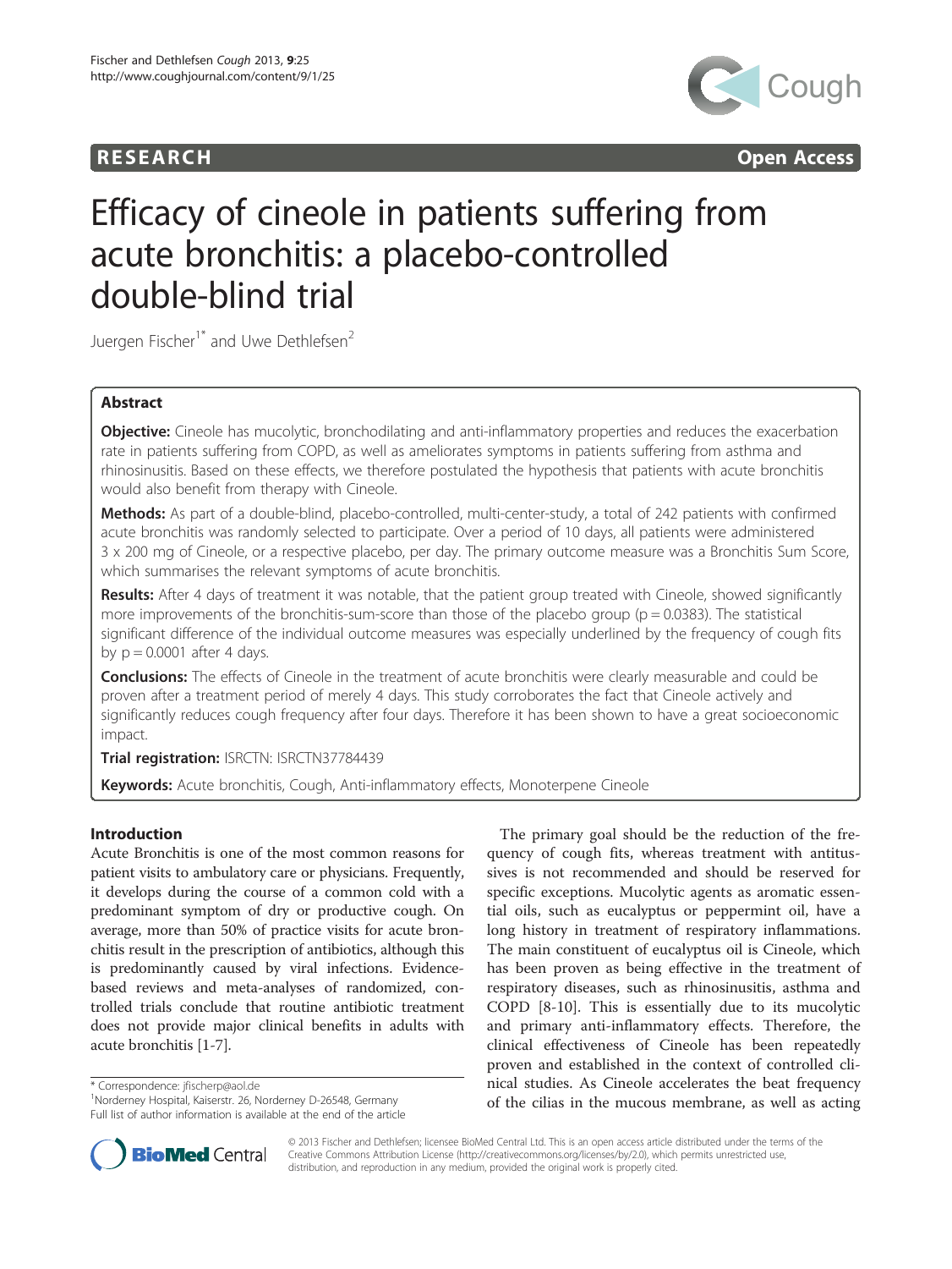RESEARCH Open Access

# Efficacy of cineole in patients suffering from acute bronchitis: a placebo-controlled double-blind trial

Juergen Fischer[1*] and Uwe Dethlefsen[2]

## Abstract

**Objective:** Cineole has mucolytic, bronchodilating and anti-inflammatory properties and reduces the exacerbation rate in patients suffering from COPD, as well as ameliorates symptoms in patients suffering from asthma and rhinosinusitis. Based on these effects, we therefore postulated the hypothesis that patients with acute bronchitis would also benefit from therapy with Cineole.

**Methods:** As part of a double-blind, placebo-controlled, multi-center-study, a total of 242 patients with confirmed acute bronchitis was randomly selected to participate. Over a period of 10 days, all patients were administered 3 x 200 mg of Cineole, or a respective placebo, per day. The primary outcome measure was a Bronchitis Sum Score, which summarises the relevant symptoms of acute bronchitis.

**Results:** After 4 days of treatment it was notable, that the patient group treated with Cineole, showed significantly more improvements of the bronchitis-sum-score than those of the placebo group ($p = 0.0383$). The statistical significant difference of the individual outcome measures was especially underlined by the frequency of cough fits by $p = 0.0001$ after 4 days.

**Conclusions:** The effects of Cineole in the treatment of acute bronchitis were clearly measurable and could be proven after a treatment period of merely 4 days. This study corroborates the fact that Cineole actively and significantly reduces cough frequency after four days. Therefore it has been shown to have a great socioeconomic impact.

**Trial registration:** ISRCTN: ISRCTN37784439

**Keywords:** Acute bronchitis, Cough, Anti-inflammatory effects, Monoterpene Cineole

## Introduction

Acute Bronchitis is one of the most common reasons for patient visits to ambulatory care or physicians. Frequently, it develops during the course of a common cold with a predominant symptom of dry or productive cough. On average, more than 50% of practice visits for acute bronchitis result in the prescription of antibiotics, although this is predominantly caused by viral infections. Evidence-based reviews and meta-analyses of randomized, controlled trials conclude that routine antibiotic treatment does not provide major clinical benefits in adults with acute bronchitis [1-7].

The primary goal should be the reduction of the frequency of cough fits, whereas treatment with antitussives is not recommended and should be reserved for specific exceptions. Mucolytic agents as aromatic essential oils, such as eucalyptus or peppermint oil, have a long history in treatment of respiratory inflammations. The main constituent of eucalyptus oil is Cineole, which has been proven as being effective in the treatment of respiratory diseases, such as rhinosinusitis, asthma and COPD [8-10]. This is essentially due to its mucolytic and primary anti-inflammatory effects. Therefore, the clinical effectiveness of Cineole has been repeatedly proven and established in the context of controlled clinical studies. As Cineole accelerates the beat frequency of the cilias in the mucous membrane, as well as acting

* Correspondence: jfischerp@aol.de
[1]Norderney Hospital, Kaiserstr. 26, Norderney D-26548, Germany
Full list of author information is available at the end of the article

© 2013 Fischer and Dethlefsen; licensee BioMed Central Ltd. This is an open access article distributed under the terms of the Creative Commons Attribution License (http://creativecommons.org/licenses/by/2.0), which permits unrestricted use, distribution, and reproduction in any medium, provided the original work is properly cited.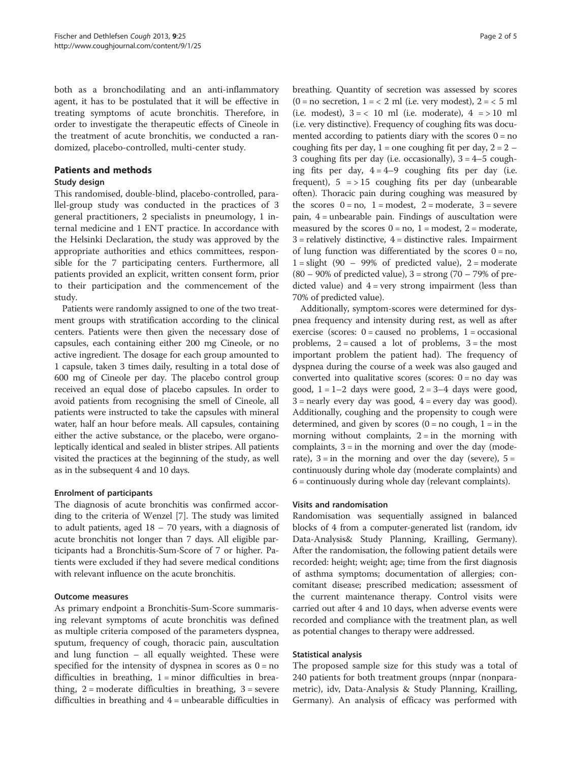both as a bronchodilating and an anti-inflammatory agent, it has to be postulated that it will be effective in treating symptoms of acute bronchitis. Therefore, in order to investigate the therapeutic effects of Cineole in the treatment of acute bronchitis, we conducted a randomized, placebo-controlled, multi-center study.

## Patients and methods

### Study design

This randomised, double-blind, placebo-controlled, parallel-group study was conducted in the practices of 3 general practitioners, 2 specialists in pneumology, 1 internal medicine and 1 ENT practice. In accordance with the Helsinki Declaration, the study was approved by the appropriate authorities and ethics committees, responsible for the 7 participating centers. Furthermore, all patients provided an explicit, written consent form, prior to their participation and the commencement of the study.

Patients were randomly assigned to one of the two treatment groups with stratification according to the clinical centers. Patients were then given the necessary dose of capsules, each containing either 200 mg Cineole, or no active ingredient. The dosage for each group amounted to 1 capsule, taken 3 times daily, resulting in a total dose of 600 mg of Cineole per day. The placebo control group received an equal dose of placebo capsules. In order to avoid patients from recognising the smell of Cineole, all patients were instructed to take the capsules with mineral water, half an hour before meals. All capsules, containing either the active substance, or the placebo, were organoleptically identical and sealed in blister stripes. All patients visited the practices at the beginning of the study, as well as in the subsequent 4 and 10 days.

### Enrolment of participants

The diagnosis of acute bronchitis was confirmed according to the criteria of Wenzel [7]. The study was limited to adult patients, aged 18 – 70 years, with a diagnosis of acute bronchitis not longer than 7 days. All eligible participants had a Bronchitis-Sum-Score of 7 or higher. Patients were excluded if they had severe medical conditions with relevant influence on the acute bronchitis.

### Outcome measures

As primary endpoint a Bronchitis-Sum-Score summarising relevant symptoms of acute bronchitis was defined as multiple criteria composed of the parameters dyspnea, sputum, frequency of cough, thoracic pain, auscultation and lung function – all equally weighted. These were specified for the intensity of dyspnea in scores as 0 = no difficulties in breathing, 1 = minor difficulties in breathing, 2 = moderate difficulties in breathing, 3 = severe difficulties in breathing and 4 = unbearable difficulties in breathing. Quantity of secretion was assessed by scores (0 = no secretion, 1 = < 2 ml (i.e. very modest), 2 = < 5 ml (i.e. modest), 3 = < 10 ml (i.e. moderate), 4 = > 10 ml (i.e. very distinctive). Frequency of coughing fits was documented according to patients diary with the scores 0 = no coughing fits per day, 1 = one coughing fit per day, 2 = 2 – 3 coughing fits per day (i.e. occasionally), 3 = 4–5 coughing fits per day, 4 = 4–9 coughing fits per day (i.e. frequent), 5 = > 15 coughing fits per day (unbearable often). Thoracic pain during coughing was measured by the scores 0 = no, 1 = modest, 2 = moderate, 3 = severe pain, 4 = unbearable pain. Findings of auscultation were measured by the scores 0 = no, 1 = modest, 2 = moderate, 3 = relatively distinctive, 4 = distinctive rales. Impairment of lung function was differentiated by the scores 0 = no, 1 = slight (90 – 99% of predicted value), 2 = moderate (80 – 90% of predicted value), 3 = strong (70 – 79% of predicted value) and 4 = very strong impairment (less than 70% of predicted value).

Additionally, symptom-scores were determined for dyspnea frequency and intensity during rest, as well as after exercise (scores: 0 = caused no problems, 1 = occasional problems, 2 = caused a lot of problems, 3 = the most important problem the patient had). The frequency of dyspnea during the course of a week was also gauged and converted into qualitative scores (scores: 0 = no day was good, 1 = 1–2 days were good, 2 = 3–4 days were good, 3 = nearly every day was good, 4 = every day was good). Additionally, coughing and the propensity to cough were determined, and given by scores (0 = no cough, 1 = in the morning without complaints, 2 = in the morning with complaints, 3 = in the morning and over the day (moderate), 3 = in the morning and over the day (severe), 5 = continuously during whole day (moderate complaints) and 6 = continuously during whole day (relevant complaints).

### Visits and randomisation

Randomisation was sequentially assigned in balanced blocks of 4 from a computer-generated list (random, idv Data-Analysis& Study Planning, Krailling, Germany). After the randomisation, the following patient details were recorded: height; weight; age; time from the first diagnosis of asthma symptoms; documentation of allergies; concomitant disease; prescribed medication; assessment of the current maintenance therapy. Control visits were carried out after 4 and 10 days, when adverse events were recorded and compliance with the treatment plan, as well as potential changes to therapy were addressed.

### Statistical analysis

The proposed sample size for this study was a total of 240 patients for both treatment groups (nnpar (nonparametric), idv, Data-Analysis & Study Planning, Krailling, Germany). An analysis of efficacy was performed with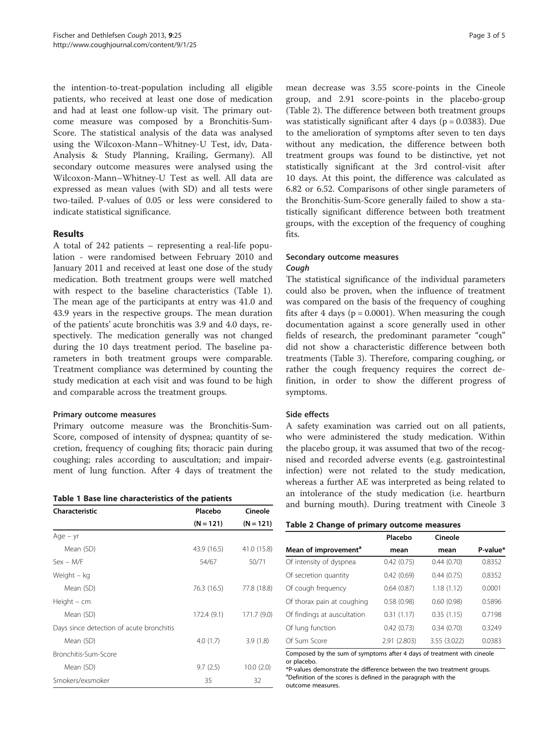the intention-to-treat-population including all eligible patients, who received at least one dose of medication and had at least one follow-up visit. The primary outcome measure was composed by a Bronchitis-Sum-Score. The statistical analysis of the data was analysed using the Wilcoxon-Mann–Whitney-U Test, idv, Data-Analysis & Study Planning, Krailing, Germany). All secondary outcome measures were analysed using the Wilcoxon-Mann–Whitney-U Test as well. All data are expressed as mean values (with SD) and all tests were two-tailed. P-values of 0.05 or less were considered to indicate statistical significance.

## Results

A total of 242 patients – representing a real-life population - were randomised between February 2010 and January 2011 and received at least one dose of the study medication. Both treatment groups were well matched with respect to the baseline characteristics (Table 1). The mean age of the participants at entry was 41.0 and 43.9 years in the respective groups. The mean duration of the patients' acute bronchitis was 3.9 and 4.0 days, respectively. The medication generally was not changed during the 10 days treatment period. The baseline parameters in both treatment groups were comparable. Treatment compliance was determined by counting the study medication at each visit and was found to be high and comparable across the treatment groups.

### Primary outcome measures

Primary outcome measure was the Bronchitis-Sum-Score, composed of intensity of dyspnea; quantity of secretion, frequency of coughing fits; thoracic pain during coughing; rales according to auscultation; and impairment of lung function. After 4 days of treatment the mean decrease was 3.55 score-points in the Cineole group, and 2.91 score-points in the placebo-group (Table 2). The difference between both treatment groups was statistically significant after 4 days (p = 0.0383). Due to the amelioration of symptoms after seven to ten days without any medication, the difference between both treatment groups was found to be distinctive, yet not statistically significant at the 3rd control-visit after 10 days. At this point, the difference was calculated as 6.82 or 6.52. Comparisons of other single parameters of the Bronchitis-Sum-Score generally failed to show a statistically significant difference between both treatment groups, with the exception of the frequency of coughing fits.

**Table 1 Base line characteristics of the patients**

| Characteristic | Placebo (N = 121) | Cineole (N = 121) |
|---|---|---|
| Age – yr | | |
| Mean (SD) | 43.9 (16.5) | 41.0 (15.8) |
| Sex – M/F | 54/67 | 50/71 |
| Weight – kg | | |
| Mean (SD) | 76.3 (16.5) | 77.8 (18.8) |
| Height – cm | | |
| Mean (SD) | 172.4 (9.1) | 171.7 (9.0) |
| Days since detection of acute bronchitis | | |
| Mean (SD) | 4.0 (1.7) | 3.9 (1.8) |
| Bronchitis-Sum-Score | | |
| Mean (SD) | 9.7 (2.5) | 10.0 (2.0) |
| Smokers/exsmoker | 35 | 32 |

### Secondary outcome measures

#### *Cough*

The statistical significance of the individual parameters could also be proven, when the influence of treatment was compared on the basis of the frequency of coughing fits after 4 days (p = 0.0001). When measuring the cough documentation against a score generally used in other fields of research, the predominant parameter "cough" did not show a characteristic difference between both treatments (Table 3). Therefore, comparing coughing, or rather the cough frequency requires the correct definition, in order to show the different progress of symptoms.

### Side effects

A safety examination was carried out on all patients, who were administered the study medication. Within the placebo group, it was assumed that two of the recognised and recorded adverse events (e.g. gastrointestinal infection) were not related to the study medication, whereas a further AE was interpreted as being related to an intolerance of the study medication (i.e. heartburn and burning mouth). During treatment with Cineole 3

**Table 2 Change of primary outcome measures**

| Mean of improvement[a] | Placebo mean | Cineole mean | P-value* |
|---|---|---|---|
| Of intensity of dyspnea | 0.42 (0.75) | 0.44 (0.70) | 0.8352 |
| Of secretion quantity | 0.42 (0.69) | 0.44 (0.75) | 0.8352 |
| Of cough frequency | 0.64 (0.87) | 1.18 (1.12) | 0.0001 |
| Of thorax pain at coughing | 0.58 (0.98) | 0.60 (0.98) | 0.5896 |
| Of findings at auscultation | 0.31 (1.17) | 0.35 (1.15) | 0.7198 |
| Of lung function | 0.42 (0.73) | 0.34 (0.70) | 0.3249 |
| Of Sum Score | 2.91 (2.803) | 3.55 (3.022) | 0.0383 |

Composed by the sum of symptoms after 4 days of treatment with cineole or placebo.
*P-values demonstrate the difference between the two treatment groups.
[a]Definition of the scores is defined in the paragraph with the outcome measures.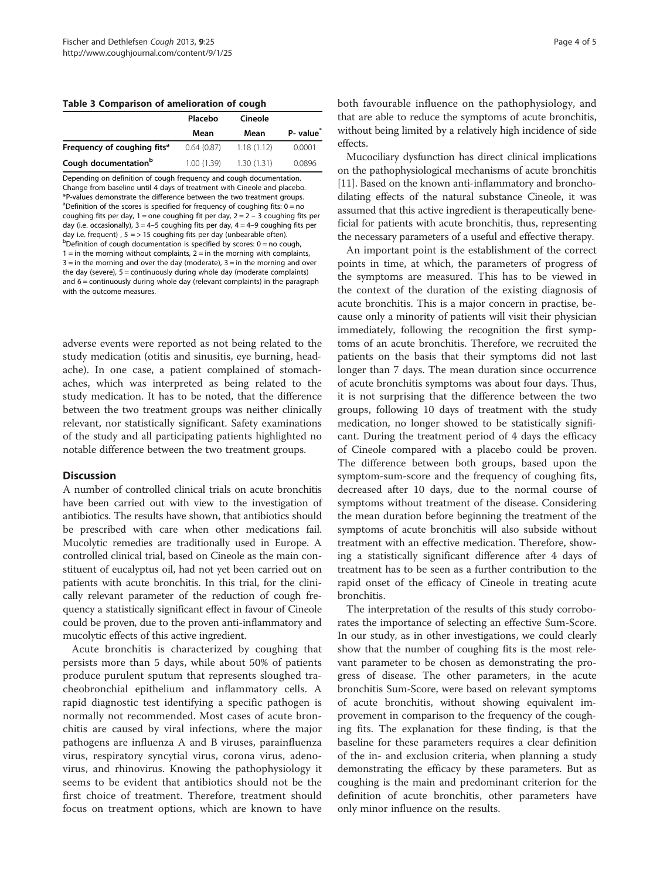**Table 3 Comparison of amelioration of cough**

| | Placebo | Cineole | |
|---|---|---|---|
| | Mean | Mean | P- value* |
| **Frequency of coughing fits[a]** | 0.64 (0.87) | 1.18 (1.12) | 0.0001 |
| **Cough documentation[b]** | 1.00 (1.39) | 1.30 (1.31) | 0.0896 |

Depending on definition of cough frequency and cough documentation. Change from baseline until 4 days of treatment with Cineole and placebo.
*P-values demonstrate the difference between the two treatment groups.
[a]Definition of the scores is specified for frequency of coughing fits: 0 = no coughing fits per day, 1 = one coughing fit per day, 2 = 2 – 3 coughing fits per day (i.e. occasionally), 3 = 4–5 coughing fits per day, 4 = 4–9 coughing fits per day i.e. frequent) , 5 = > 15 coughing fits per day (unbearable often).
[b]Definition of cough documentation is specified by scores: 0 = no cough, 1 = in the morning without complaints, 2 = in the morning with complaints, 3 = in the morning and over the day (moderate), 3 = in the morning and over the day (severe), 5 = continuously during whole day (moderate complaints) and 6 = continuously during whole day (relevant complaints) in the paragraph with the outcome measures.

adverse events were reported as not being related to the study medication (otitis and sinusitis, eye burning, headache). In one case, a patient complained of stomachaches, which was interpreted as being related to the study medication. It has to be noted, that the difference between the two treatment groups was neither clinically relevant, nor statistically significant. Safety examinations of the study and all participating patients highlighted no notable difference between the two treatment groups.

## Discussion

A number of controlled clinical trials on acute bronchitis have been carried out with view to the investigation of antibiotics. The results have shown, that antibiotics should be prescribed with care when other medications fail. Mucolytic remedies are traditionally used in Europe. A controlled clinical trial, based on Cineole as the main constituent of eucalyptus oil, had not yet been carried out on patients with acute bronchitis. In this trial, for the clinically relevant parameter of the reduction of cough frequency a statistically significant effect in favour of Cineole could be proven, due to the proven anti-inflammatory and mucolytic effects of this active ingredient.

Acute bronchitis is characterized by coughing that persists more than 5 days, while about 50% of patients produce purulent sputum that represents sloughed tracheobronchial epithelium and inflammatory cells. A rapid diagnostic test identifying a specific pathogen is normally not recommended. Most cases of acute bronchitis are caused by viral infections, where the major pathogens are influenza A and B viruses, parainfluenza virus, respiratory syncytial virus, corona virus, adenovirus, and rhinovirus. Knowing the pathophysiology it seems to be evident that antibiotics should not be the first choice of treatment. Therefore, treatment should focus on treatment options, which are known to have both favourable influence on the pathophysiology, and that are able to reduce the symptoms of acute bronchitis, without being limited by a relatively high incidence of side effects.

Mucociliary dysfunction has direct clinical implications on the pathophysiological mechanisms of acute bronchitis [11]. Based on the known anti-inflammatory and bronchodilating effects of the natural substance Cineole, it was assumed that this active ingredient is therapeutically beneficial for patients with acute bronchitis, thus, representing the necessary parameters of a useful and effective therapy.

An important point is the establishment of the correct points in time, at which, the parameters of progress of the symptoms are measured. This has to be viewed in the context of the duration of the existing diagnosis of acute bronchitis. This is a major concern in practise, because only a minority of patients will visit their physician immediately, following the recognition the first symptoms of an acute bronchitis. Therefore, we recruited the patients on the basis that their symptoms did not last longer than 7 days. The mean duration since occurrence of acute bronchitis symptoms was about four days. Thus, it is not surprising that the difference between the two groups, following 10 days of treatment with the study medication, no longer showed to be statistically significant. During the treatment period of 4 days the efficacy of Cineole compared with a placebo could be proven. The difference between both groups, based upon the symptom-sum-score and the frequency of coughing fits, decreased after 10 days, due to the normal course of symptoms without treatment of the disease. Considering the mean duration before beginning the treatment of the symptoms of acute bronchitis will also subside without treatment with an effective medication. Therefore, showing a statistically significant difference after 4 days of treatment has to be seen as a further contribution to the rapid onset of the efficacy of Cineole in treating acute bronchitis.

The interpretation of the results of this study corroborates the importance of selecting an effective Sum-Score. In our study, as in other investigations, we could clearly show that the number of coughing fits is the most relevant parameter to be chosen as demonstrating the progress of disease. The other parameters, in the acute bronchitis Sum-Score, were based on relevant symptoms of acute bronchitis, without showing equivalent improvement in comparison to the frequency of the coughing fits. The explanation for these finding, is that the baseline for these parameters requires a clear definition of the in- and exclusion criteria, when planning a study demonstrating the efficacy by these parameters. But as coughing is the main and predominant criterion for the definition of acute bronchitis, other parameters have only minor influence on the results.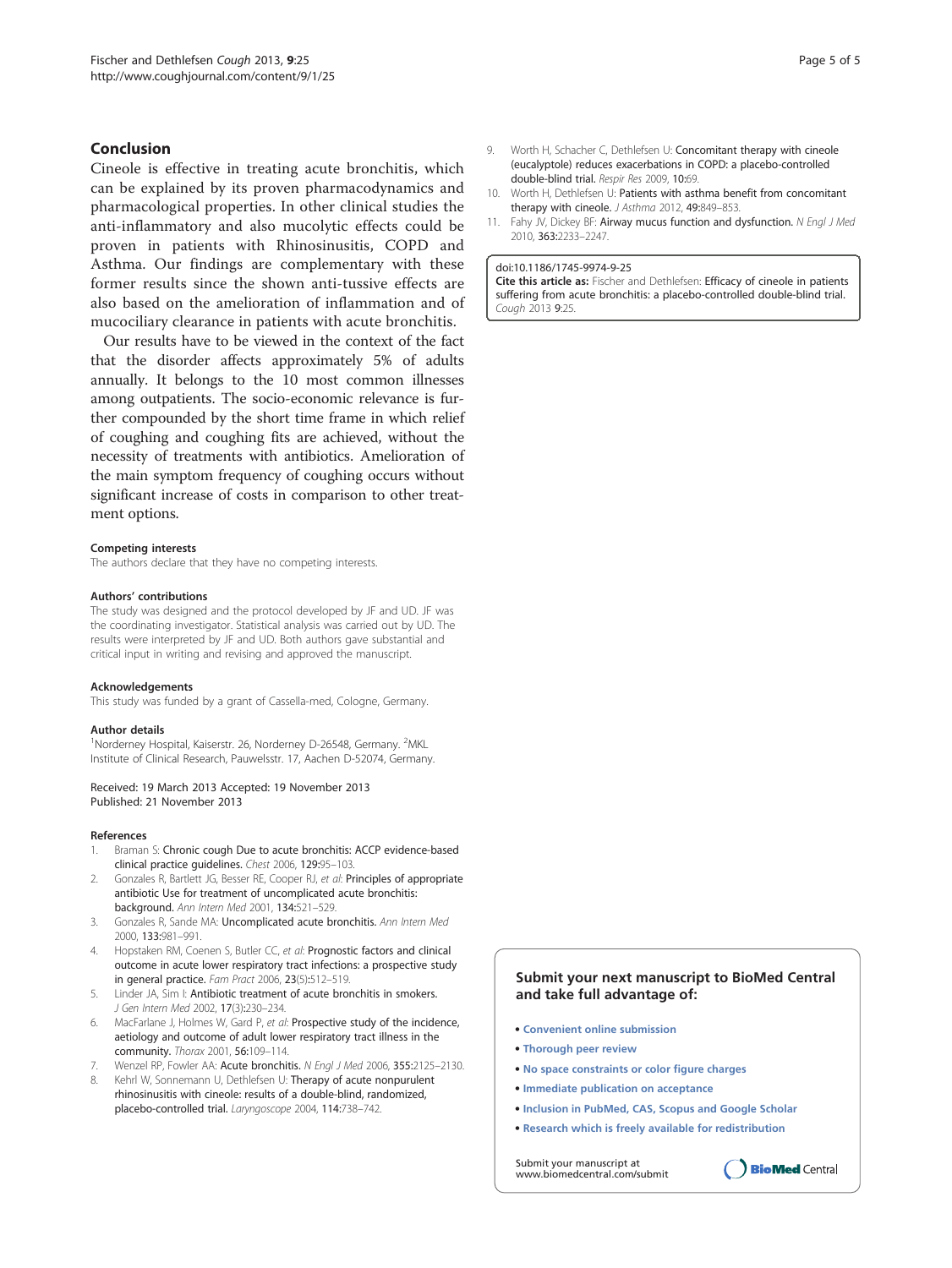## Conclusion

Cineole is effective in treating acute bronchitis, which can be explained by its proven pharmacodynamics and pharmacological properties. In other clinical studies the anti-inflammatory and also mucolytic effects could be proven in patients with Rhinosinusitis, COPD and Asthma. Our findings are complementary with these former results since the shown anti-tussive effects are also based on the amelioration of inflammation and of mucociliary clearance in patients with acute bronchitis.

Our results have to be viewed in the context of the fact that the disorder affects approximately 5% of adults annually. It belongs to the 10 most common illnesses among outpatients. The socio-economic relevance is further compounded by the short time frame in which relief of coughing and coughing fits are achieved, without the necessity of treatments with antibiotics. Amelioration of the main symptom frequency of coughing occurs without significant increase of costs in comparison to other treatment options.

#### Competing interests

The authors declare that they have no competing interests.

#### Authors' contributions

The study was designed and the protocol developed by JF and UD. JF was the coordinating investigator. Statistical analysis was carried out by UD. The results were interpreted by JF and UD. Both authors gave substantial and critical input in writing and revising and approved the manuscript.

#### Acknowledgements

This study was funded by a grant of Cassella-med, Cologne, Germany.

#### Author details

[1]Norderney Hospital, Kaiserstr. 26, Norderney D-26548, Germany. [2]MKL Institute of Clinical Research, Pauwelsstr. 17, Aachen D-52074, Germany.

Received: 19 March 2013 Accepted: 19 November 2013
Published: 21 November 2013

#### References

1. Braman S: **Chronic cough Due to acute bronchitis: ACCP evidence-based clinical practice guidelines.** *Chest* 2006, **129:**95–103.
2. Gonzales R, Bartlett JG, Besser RE, Cooper RJ, *et al*: **Principles of appropriate antibiotic Use for treatment of uncomplicated acute bronchitis: background.** *Ann Intern Med* 2001, **134:**521–529.
3. Gonzales R, Sande MA: **Uncomplicated acute bronchitis.** *Ann Intern Med* 2000, **133:**981–991.
4. Hopstaken RM, Coenen S, Butler CC, *et al*: **Prognostic factors and clinical outcome in acute lower respiratory tract infections: a prospective study in general practice.** *Fam Pract* 2006, **23**(5)**:**512–519.
5. Linder JA, Sim I: **Antibiotic treatment of acute bronchitis in smokers.** *J Gen Intern Med* 2002, **17**(3)**:**230–234.
6. MacFarlane J, Holmes W, Gard P, *et al*: **Prospective study of the incidence, aetiology and outcome of adult lower respiratory tract illness in the community.** *Thorax* 2001, **56:**109–114.
7. Wenzel RP, Fowler AA: **Acute bronchitis.** *N Engl J Med* 2006, **355:**2125–2130.
8. Kehrl W, Sonnemann U, Dethlefsen U: **Therapy of acute nonpurulent rhinosinusitis with cineole: results of a double-blind, randomized, placebo-controlled trial.** *Laryngoscope* 2004, **114:**738–742.
9. Worth H, Schacher C, Dethlefsen U: **Concomitant therapy with cineole (eucalyptole) reduces exacerbations in COPD: a placebo-controlled double-blind trial.** *Respir Res* 2009, **10:**69.
10. Worth H, Dethlefsen U: **Patients with asthma benefit from concomitant therapy with cineole.** *J Asthma* 2012, **49:**849–853.
11. Fahy JV, Dickey BF: **Airway mucus function and dysfunction.** *N Engl J Med* 2010, **363:**2233–2247.

doi:10.1186/1745-9974-9-25
**Cite this article as:** Fischer and Dethlefsen: Efficacy of cineole in patients suffering from acute bronchitis: a placebo-controlled double-blind trial. *Cough* 2013 **9**:25.

**Submit your next manuscript to BioMed Central and take full advantage of:**

- **Convenient online submission**
- **Thorough peer review**
- **No space constraints or color figure charges**
- **Immediate publication on acceptance**
- **Inclusion in PubMed, CAS, Scopus and Google Scholar**
- **Research which is freely available for redistribution**

Submit your manuscript at
www.biomedcentral.com/submit

BioMed Central